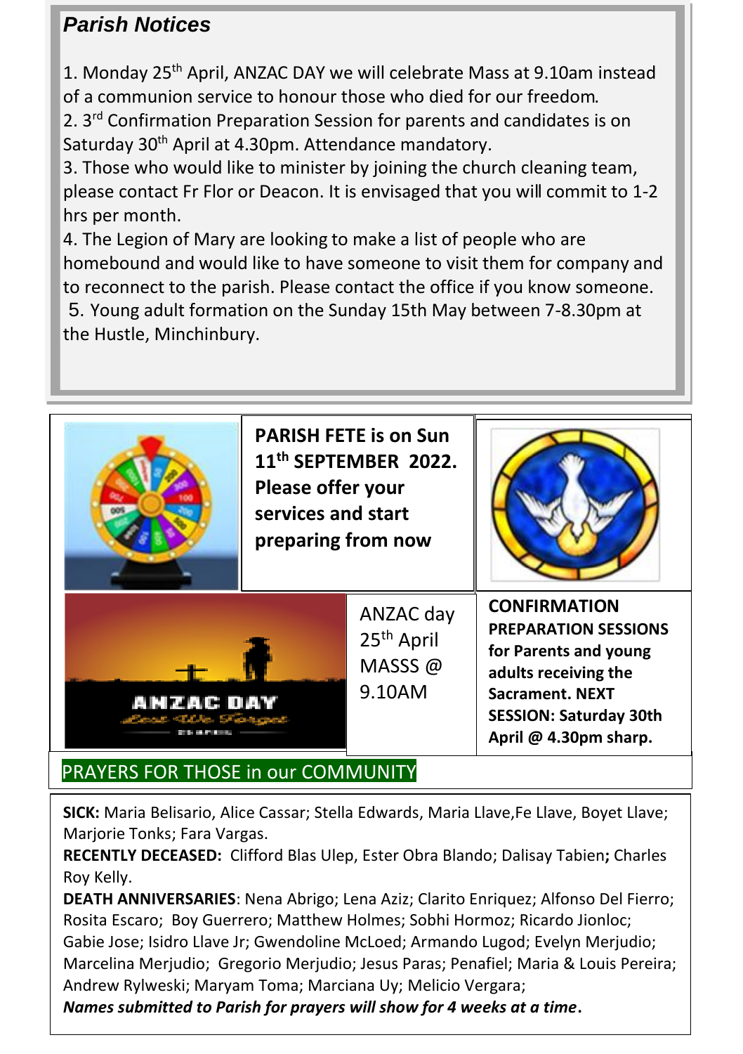## *Parish Notices*

1. Monday 25th April, ANZAC DAY we will celebrate Mass at 9.10am instead of a communion service to honour those who died for our freedom.
2. 3rd Confirmation Preparation Session for parents and candidates is on Saturday 30th April at 4.30pm. Attendance mandatory.
3. Those who would like to minister by joining the church cleaning team, please contact Fr Flor or Deacon. It is envisaged that you will commit to 1-2 hrs per month.
4. The Legion of Mary are looking to make a list of people who are homebound and would like to have someone to visit them for company and to reconnect to the parish. Please contact the office if you know someone.
5. Young adult formation on the Sunday 15th May between 7-8.30pm at the Hustle, Minchinbury.

**PARISH FETE is on Sun 11th SEPTEMBER 2022. Please offer your services and start preparing from now**

ANZAC day 25th April MASSS @ 9.10AM

**CONFIRMATION PREPARATION SESSIONS for Parents and young adults receiving the Sacrament. NEXT SESSION: Saturday 30th April @ 4.30pm sharp.**

## PRAYERS FOR THOSE in our COMMUNITY

**SICK:** Maria Belisario, Alice Cassar; Stella Edwards, Maria Llave,Fe Llave, Boyet Llave; Marjorie Tonks; Fara Vargas.

**RECENTLY DECEASED:** Clifford Blas Ulep, Ester Obra Blando; Dalisay Tabien**;** Charles Roy Kelly.

**DEATH ANNIVERSARIES**: Nena Abrigo; Lena Aziz; Clarito Enriquez; Alfonso Del Fierro; Rosita Escaro; Boy Guerrero; Matthew Holmes; Sobhi Hormoz; Ricardo Jionloc; Gabie Jose; Isidro Llave Jr; Gwendoline McLoed; Armando Lugod; Evelyn Merjudio; Marcelina Merjudio; Gregorio Merjudio; Jesus Paras; Penafiel; Maria & Louis Pereira; Andrew Rylweski; Maryam Toma; Marciana Uy; Melicio Vergara;

***Names submitted to Parish for prayers will show for 4 weeks at a time*.**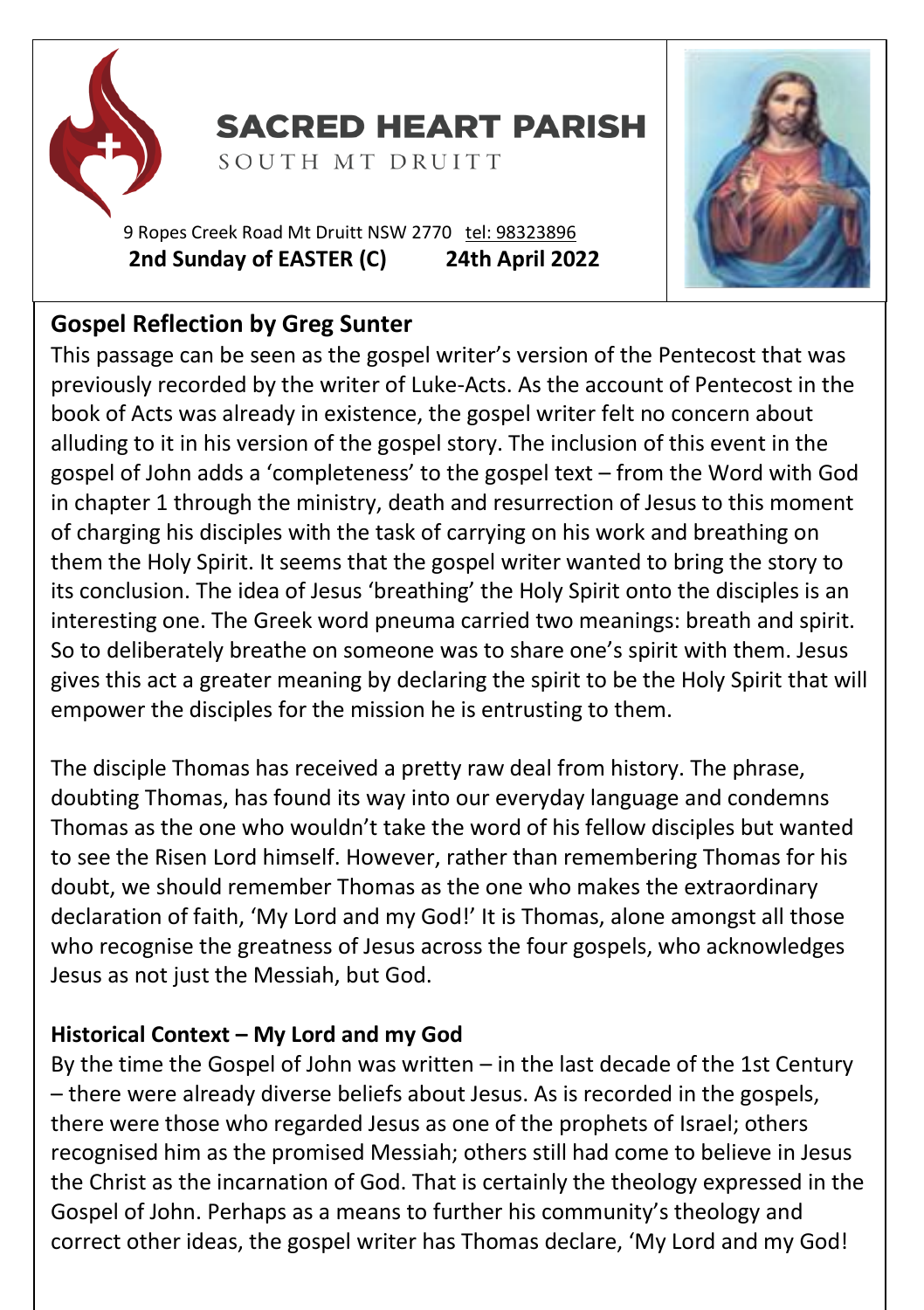# SACRED HEART PARISH

SOUTH MT DRUITT

9 Ropes Creek Road Mt Druitt NSW 2770 tel: 98323896

**2nd Sunday of EASTER (C) 24th April 2022**

## Gospel Reflection by Greg Sunter

This passage can be seen as the gospel writer's version of the Pentecost that was previously recorded by the writer of Luke-Acts. As the account of Pentecost in the book of Acts was already in existence, the gospel writer felt no concern about alluding to it in his version of the gospel story. The inclusion of this event in the gospel of John adds a 'completeness' to the gospel text – from the Word with God in chapter 1 through the ministry, death and resurrection of Jesus to this moment of charging his disciples with the task of carrying on his work and breathing on them the Holy Spirit. It seems that the gospel writer wanted to bring the story to its conclusion. The idea of Jesus 'breathing' the Holy Spirit onto the disciples is an interesting one. The Greek word pneuma carried two meanings: breath and spirit. So to deliberately breathe on someone was to share one's spirit with them. Jesus gives this act a greater meaning by declaring the spirit to be the Holy Spirit that will empower the disciples for the mission he is entrusting to them.

The disciple Thomas has received a pretty raw deal from history. The phrase, doubting Thomas, has found its way into our everyday language and condemns Thomas as the one who wouldn't take the word of his fellow disciples but wanted to see the Risen Lord himself. However, rather than remembering Thomas for his doubt, we should remember Thomas as the one who makes the extraordinary declaration of faith, 'My Lord and my God!' It is Thomas, alone amongst all those who recognise the greatness of Jesus across the four gospels, who acknowledges Jesus as not just the Messiah, but God.

## Historical Context – My Lord and my God

By the time the Gospel of John was written – in the last decade of the 1st Century – there were already diverse beliefs about Jesus. As is recorded in the gospels, there were those who regarded Jesus as one of the prophets of Israel; others recognised him as the promised Messiah; others still had come to believe in Jesus the Christ as the incarnation of God. That is certainly the theology expressed in the Gospel of John. Perhaps as a means to further his community's theology and correct other ideas, the gospel writer has Thomas declare, 'My Lord and my God!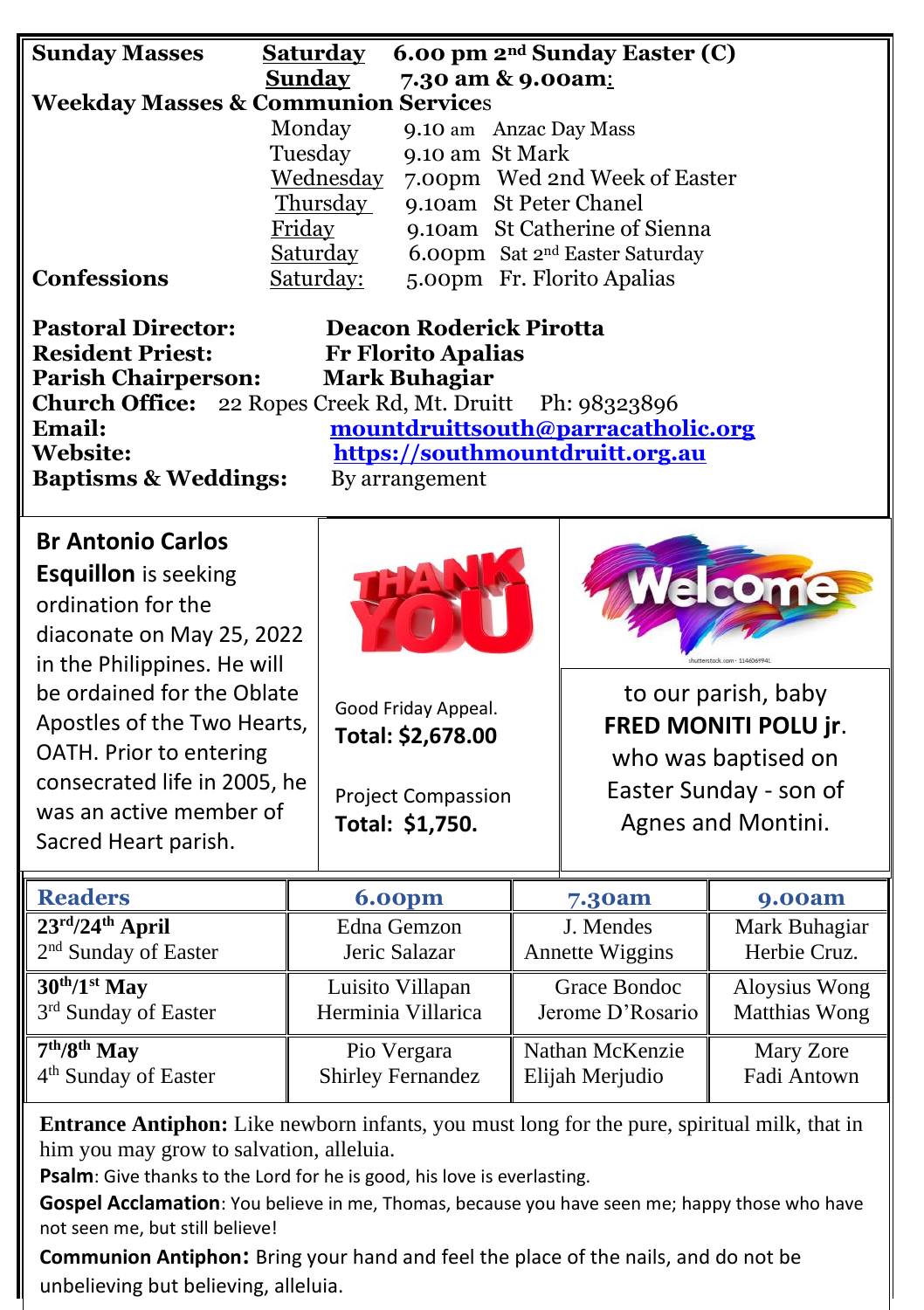| **Sunday Masses** | **Saturday** | **6.00 pm 2nd Sunday Easter (C)** |
|---|---|---|
| | **Sunday** | **7.30 am & 9.00am:** |
| **Weekday Masses & Communion Services** | | |
| | Monday | 9.10 am Anzac Day Mass |
| | Tuesday | 9.10 am St Mark |
| | Wednesday | 7.00pm Wed 2nd Week of Easter |
| | Thursday | 9.10am St Peter Chanel |
| | Friday | 9.10am St Catherine of Sienna |
| | Saturday | 6.00pm Sat 2nd Easter Saturday |
| **Confessions** | Saturday: | 5.00pm Fr. Florito Apalias |

**Pastoral Director:** **Deacon Roderick Pirotta**
**Resident Priest:** **Fr Florito Apalias**
**Parish Chairperson:** **Mark Buhagiar**
**Church Office:** 22 Ropes Creek Rd, Mt. Druitt Ph: 98323896
**Email:** **mountdruittsouth@parracatholic.org**
**Website:** **https://southmountdruitt.org.au**
**Baptisms & Weddings:** By arrangement

**Br Antonio Carlos Esquillon** is seeking ordination for the diaconate on May 25, 2022 in the Philippines. He will be ordained for the Oblate Apostles of the Two Hearts, OATH. Prior to entering consecrated life in 2005, he was an active member of Sacred Heart parish.

THANK YOU

Good Friday Appeal.
**Total: $2,678.00**

Project Compassion
**Total: $1,750.**

Welcome

to our parish, baby **FRED MONITI POLU jr**. who was baptised on Easter Sunday - son of Agnes and Montini.

| **Readers** | **6.00pm** | **7.30am** | **9.00am** |
|---|---|---|---|
| **23rd/24th April** 2nd Sunday of Easter | Edna Gemzon Jeric Salazar | J. Mendes Annette Wiggins | Mark Buhagiar Herbie Cruz. |
| **30th/1st May** 3rd Sunday of Easter | Luisito Villapan Herminia Villarica | Grace Bondoc Jerome D'Rosario | Aloysius Wong Matthias Wong |
| **7th/8th May** 4th Sunday of Easter | Pio Vergara Shirley Fernandez | Nathan McKenzie Elijah Merjudio | Mary Zore Fadi Antown |

**Entrance Antiphon:** Like newborn infants, you must long for the pure, spiritual milk, that in him you may grow to salvation, alleluia.

**Psalm**: Give thanks to the Lord for he is good, his love is everlasting.

**Gospel Acclamation**: You believe in me, Thomas, because you have seen me; happy those who have not seen me, but still believe!

**Communion Antiphon:** Bring your hand and feel the place of the nails, and do not be unbelieving but believing, alleluia.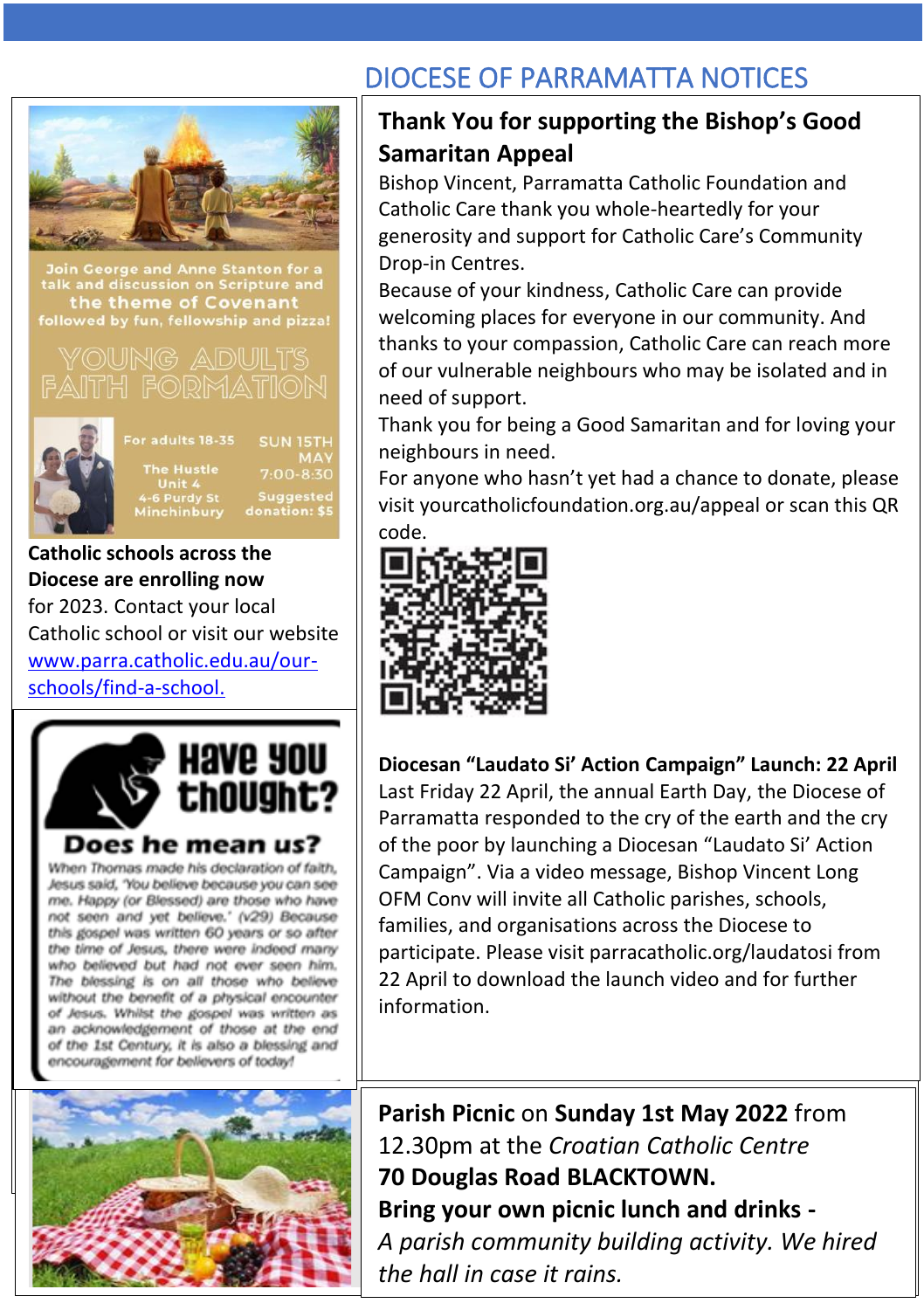# DIOCESE OF PARRAMATTA NOTICES

Join George and Anne Stanton for a talk and discussion on Scripture and the theme of Covenant followed by fun, fellowship and pizza!

YOUNG ADULTS FAITH FORMATION

For adults 18-35

The Hustle
Unit 4
4-6 Purdy St
Minchinbury

SUN 15TH MAY
7:00-8:30

Suggested donation: $5

**Catholic schools across the Diocese are enrolling now** for 2023. Contact your local Catholic school or visit our website [www.parra.catholic.edu.au/our-schools/find-a-school.](www.parra.catholic.edu.au/our-schools/find-a-school.)

## Have you thought?

### Does he mean us?

When Thomas made his declaration of faith, Jesus said, 'You believe because you can see me. Happy (or Blessed) are those who have not seen and yet believe.' (v29) Because this gospel was written 60 years or so after the time of Jesus, there were indeed many who believed but had not ever seen him. The blessing is on all those who believe without the benefit of a physical encounter of Jesus. Whilst the gospel was written as an acknowledgement of those at the end of the 1st Century, it is also a blessing and encouragement for believers of today!

## Thank You for supporting the Bishop's Good Samaritan Appeal

Bishop Vincent, Parramatta Catholic Foundation and Catholic Care thank you whole-heartedly for your generosity and support for Catholic Care's Community Drop-in Centres.

Because of your kindness, Catholic Care can provide welcoming places for everyone in our community. And thanks to your compassion, Catholic Care can reach more of our vulnerable neighbours who may be isolated and in need of support.

Thank you for being a Good Samaritan and for loving your neighbours in need.

For anyone who hasn't yet had a chance to donate, please visit yourcatholicfoundation.org.au/appeal or scan this QR code.

**Diocesan "Laudato Si' Action Campaign" Launch: 22 April**

Last Friday 22 April, the annual Earth Day, the Diocese of Parramatta responded to the cry of the earth and the cry of the poor by launching a Diocesan "Laudato Si' Action Campaign". Via a video message, Bishop Vincent Long OFM Conv will invite all Catholic parishes, schools, families, and organisations across the Diocese to participate. Please visit parracatholic.org/laudatosi from 22 April to download the launch video and for further information.

**Parish Picnic** on **Sunday 1st May 2022** from 12.30pm at the *Croatian Catholic Centre*
**70 Douglas Road BLACKTOWN.**
**Bring your own picnic lunch and drinks -**
*A parish community building activity. We hired the hall in case it rains.*